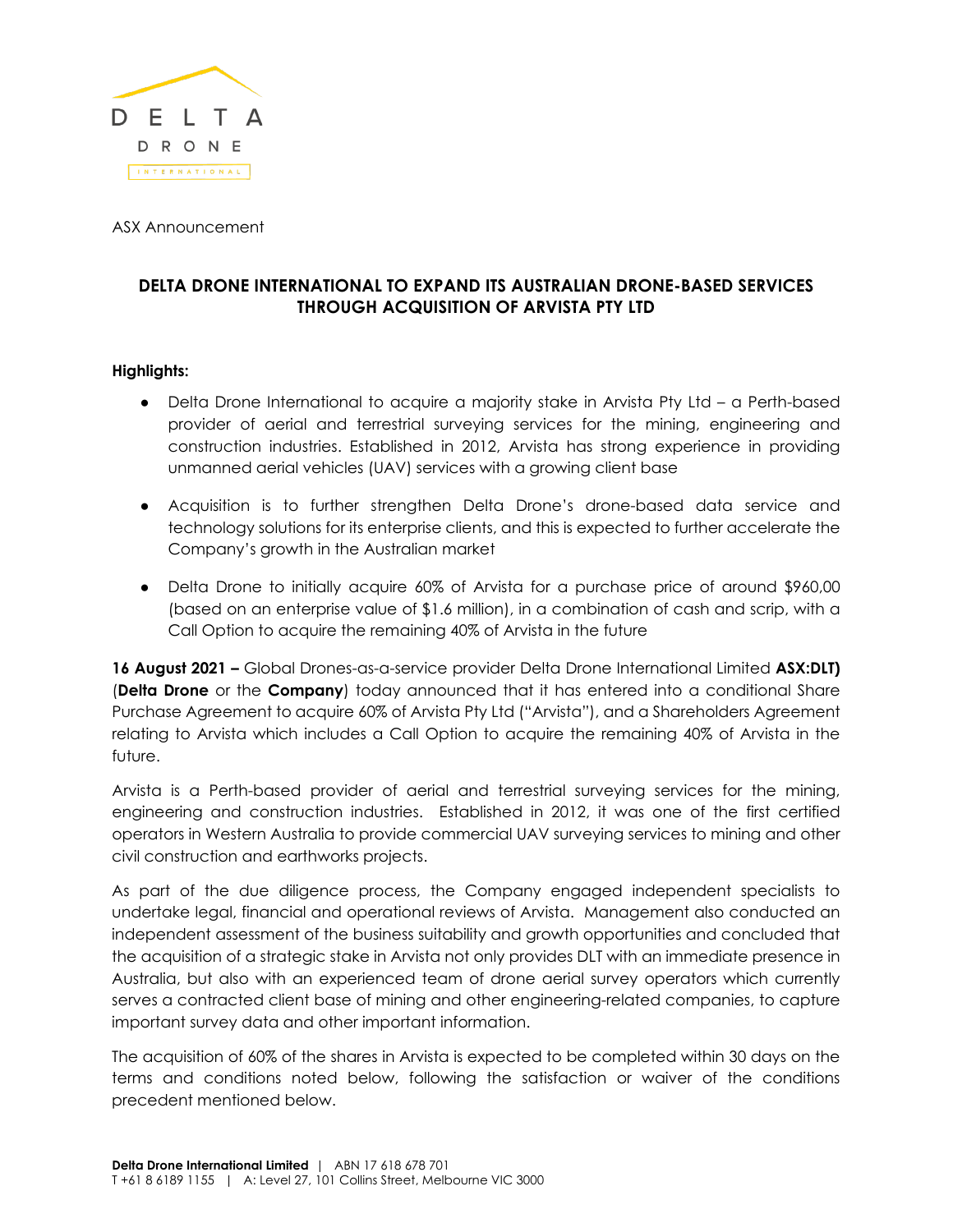ASX Announcement

## DELTA DRONE INTERNATIONAL TO EXPAND ITS AUSTRALIAN DRONE-BASED SERVICES THROUGH ACQUISITION OF ARVISTA PTY LTD

**Highlights:**

- Delta Drone International to acquire a majority stake in Arvista Pty Ltd – a Perth-based provider of aerial and terrestrial surveying services for the mining, engineering and construction industries. Established in 2012, Arvista has strong experience in providing unmanned aerial vehicles (UAV) services with a growing client base
- Acquisition is to further strengthen Delta Drone's drone-based data service and technology solutions for its enterprise clients, and this is expected to further accelerate the Company's growth in the Australian market
- Delta Drone to initially acquire 60% of Arvista for a purchase price of around $960,00 (based on an enterprise value of $1.6 million), in a combination of cash and scrip, with a Call Option to acquire the remaining 40% of Arvista in the future

**16 August 2021 –** Global Drones-as-a-service provider Delta Drone International Limited **ASX:DLT)** (**Delta Drone** or the **Company**) today announced that it has entered into a conditional Share Purchase Agreement to acquire 60% of Arvista Pty Ltd ("Arvista"), and a Shareholders Agreement relating to Arvista which includes a Call Option to acquire the remaining 40% of Arvista in the future.

Arvista is a Perth-based provider of aerial and terrestrial surveying services for the mining, engineering and construction industries. Established in 2012, it was one of the first certified operators in Western Australia to provide commercial UAV surveying services to mining and other civil construction and earthworks projects.

As part of the due diligence process, the Company engaged independent specialists to undertake legal, financial and operational reviews of Arvista. Management also conducted an independent assessment of the business suitability and growth opportunities and concluded that the acquisition of a strategic stake in Arvista not only provides DLT with an immediate presence in Australia, but also with an experienced team of drone aerial survey operators which currently serves a contracted client base of mining and other engineering-related companies, to capture important survey data and other important information.

The acquisition of 60% of the shares in Arvista is expected to be completed within 30 days on the terms and conditions noted below, following the satisfaction or waiver of the conditions precedent mentioned below.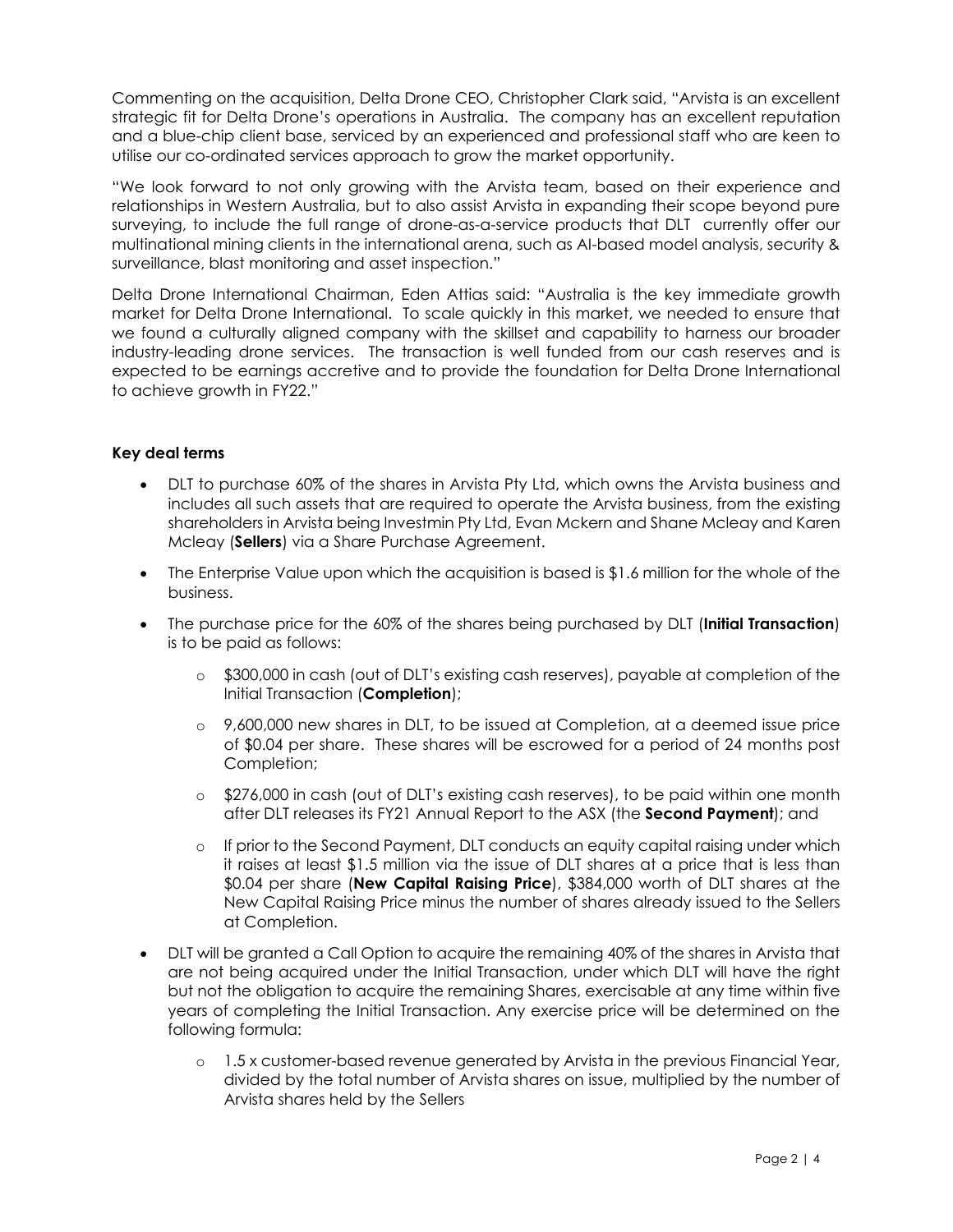Commenting on the acquisition, Delta Drone CEO, Christopher Clark said, "Arvista is an excellent strategic fit for Delta Drone's operations in Australia. The company has an excellent reputation and a blue-chip client base, serviced by an experienced and professional staff who are keen to utilise our co-ordinated services approach to grow the market opportunity.

"We look forward to not only growing with the Arvista team, based on their experience and relationships in Western Australia, but to also assist Arvista in expanding their scope beyond pure surveying, to include the full range of drone-as-a-service products that DLT currently offer our multinational mining clients in the international arena, such as AI-based model analysis, security & surveillance, blast monitoring and asset inspection."

Delta Drone International Chairman, Eden Attias said: "Australia is the key immediate growth market for Delta Drone International. To scale quickly in this market, we needed to ensure that we found a culturally aligned company with the skillset and capability to harness our broader industry-leading drone services. The transaction is well funded from our cash reserves and is expected to be earnings accretive and to provide the foundation for Delta Drone International to achieve growth in FY22."

**Key deal terms**

- DLT to purchase 60% of the shares in Arvista Pty Ltd, which owns the Arvista business and includes all such assets that are required to operate the Arvista business, from the existing shareholders in Arvista being Investmin Pty Ltd, Evan Mckern and Shane Mcleay and Karen Mcleay (**Sellers**) via a Share Purchase Agreement.
- The Enterprise Value upon which the acquisition is based is $1.6 million for the whole of the business.
- The purchase price for the 60% of the shares being purchased by DLT (**Initial Transaction**) is to be paid as follows:
  - $300,000 in cash (out of DLT's existing cash reserves), payable at completion of the Initial Transaction (**Completion**);
  - 9,600,000 new shares in DLT, to be issued at Completion, at a deemed issue price of $0.04 per share. These shares will be escrowed for a period of 24 months post Completion;
  - $276,000 in cash (out of DLT's existing cash reserves), to be paid within one month after DLT releases its FY21 Annual Report to the ASX (the **Second Payment**); and
  - If prior to the Second Payment, DLT conducts an equity capital raising under which it raises at least $1.5 million via the issue of DLT shares at a price that is less than $0.04 per share (**New Capital Raising Price**), $384,000 worth of DLT shares at the New Capital Raising Price minus the number of shares already issued to the Sellers at Completion.
- DLT will be granted a Call Option to acquire the remaining 40% of the shares in Arvista that are not being acquired under the Initial Transaction, under which DLT will have the right but not the obligation to acquire the remaining Shares, exercisable at any time within five years of completing the Initial Transaction. Any exercise price will be determined on the following formula:
  - 1.5 x customer-based revenue generated by Arvista in the previous Financial Year, divided by the total number of Arvista shares on issue, multiplied by the number of Arvista shares held by the Sellers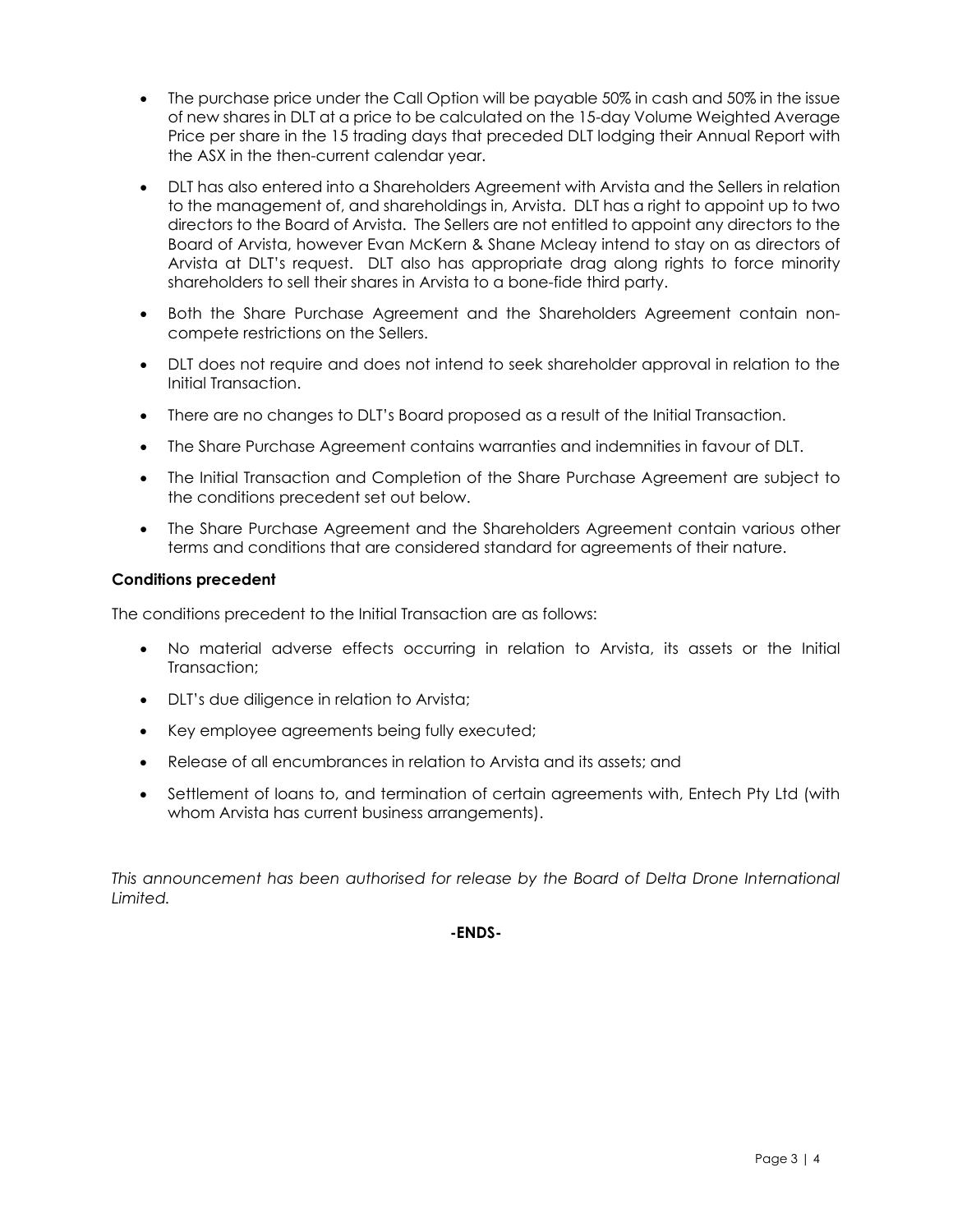- The purchase price under the Call Option will be payable 50% in cash and 50% in the issue of new shares in DLT at a price to be calculated on the 15-day Volume Weighted Average Price per share in the 15 trading days that preceded DLT lodging their Annual Report with the ASX in the then-current calendar year.
- DLT has also entered into a Shareholders Agreement with Arvista and the Sellers in relation to the management of, and shareholdings in, Arvista. DLT has a right to appoint up to two directors to the Board of Arvista. The Sellers are not entitled to appoint any directors to the Board of Arvista, however Evan McKern & Shane Mcleay intend to stay on as directors of Arvista at DLT's request. DLT also has appropriate drag along rights to force minority shareholders to sell their shares in Arvista to a bone-fide third party.
- Both the Share Purchase Agreement and the Shareholders Agreement contain non-compete restrictions on the Sellers.
- DLT does not require and does not intend to seek shareholder approval in relation to the Initial Transaction.
- There are no changes to DLT's Board proposed as a result of the Initial Transaction.
- The Share Purchase Agreement contains warranties and indemnities in favour of DLT.
- The Initial Transaction and Completion of the Share Purchase Agreement are subject to the conditions precedent set out below.
- The Share Purchase Agreement and the Shareholders Agreement contain various other terms and conditions that are considered standard for agreements of their nature.

**Conditions precedent**

The conditions precedent to the Initial Transaction are as follows:

- No material adverse effects occurring in relation to Arvista, its assets or the Initial Transaction;
- DLT's due diligence in relation to Arvista;
- Key employee agreements being fully executed;
- Release of all encumbrances in relation to Arvista and its assets; and
- Settlement of loans to, and termination of certain agreements with, Entech Pty Ltd (with whom Arvista has current business arrangements).

*This announcement has been authorised for release by the Board of Delta Drone International Limited.*

**-ENDS-**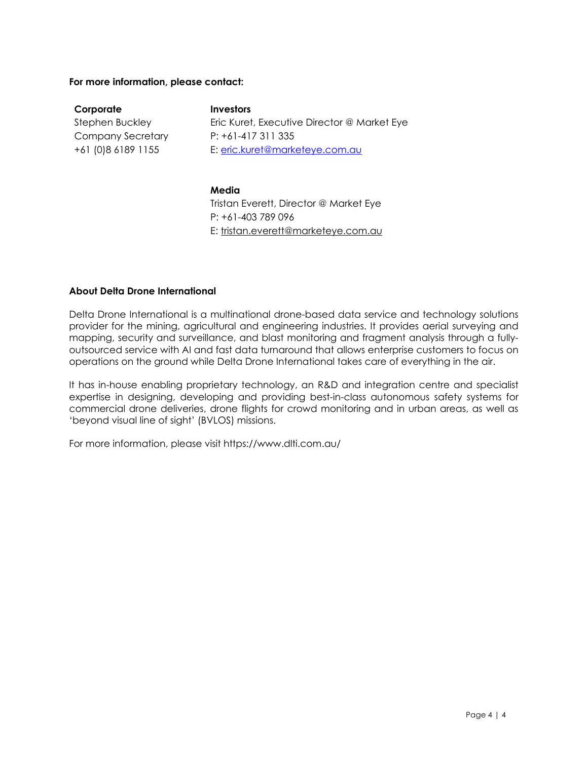**For more information, please contact:**

**Corporate**
Stephen Buckley
Company Secretary
+61 (0)8 6189 1155

**Investors**
Eric Kuret, Executive Director @ Market Eye
P: +61-417 311 335
E: eric.kuret@marketeye.com.au

**Media**
Tristan Everett, Director @ Market Eye
P: +61-403 789 096
E: tristan.everett@marketeye.com.au

**About Delta Drone International**

Delta Drone International is a multinational drone-based data service and technology solutions provider for the mining, agricultural and engineering industries. It provides aerial surveying and mapping, security and surveillance, and blast monitoring and fragment analysis through a fully-outsourced service with AI and fast data turnaround that allows enterprise customers to focus on operations on the ground while Delta Drone International takes care of everything in the air.

It has in-house enabling proprietary technology, an R&D and integration centre and specialist expertise in designing, developing and providing best-in-class autonomous safety systems for commercial drone deliveries, drone flights for crowd monitoring and in urban areas, as well as 'beyond visual line of sight' (BVLOS) missions.

For more information, please visit https://www.dlti.com.au/